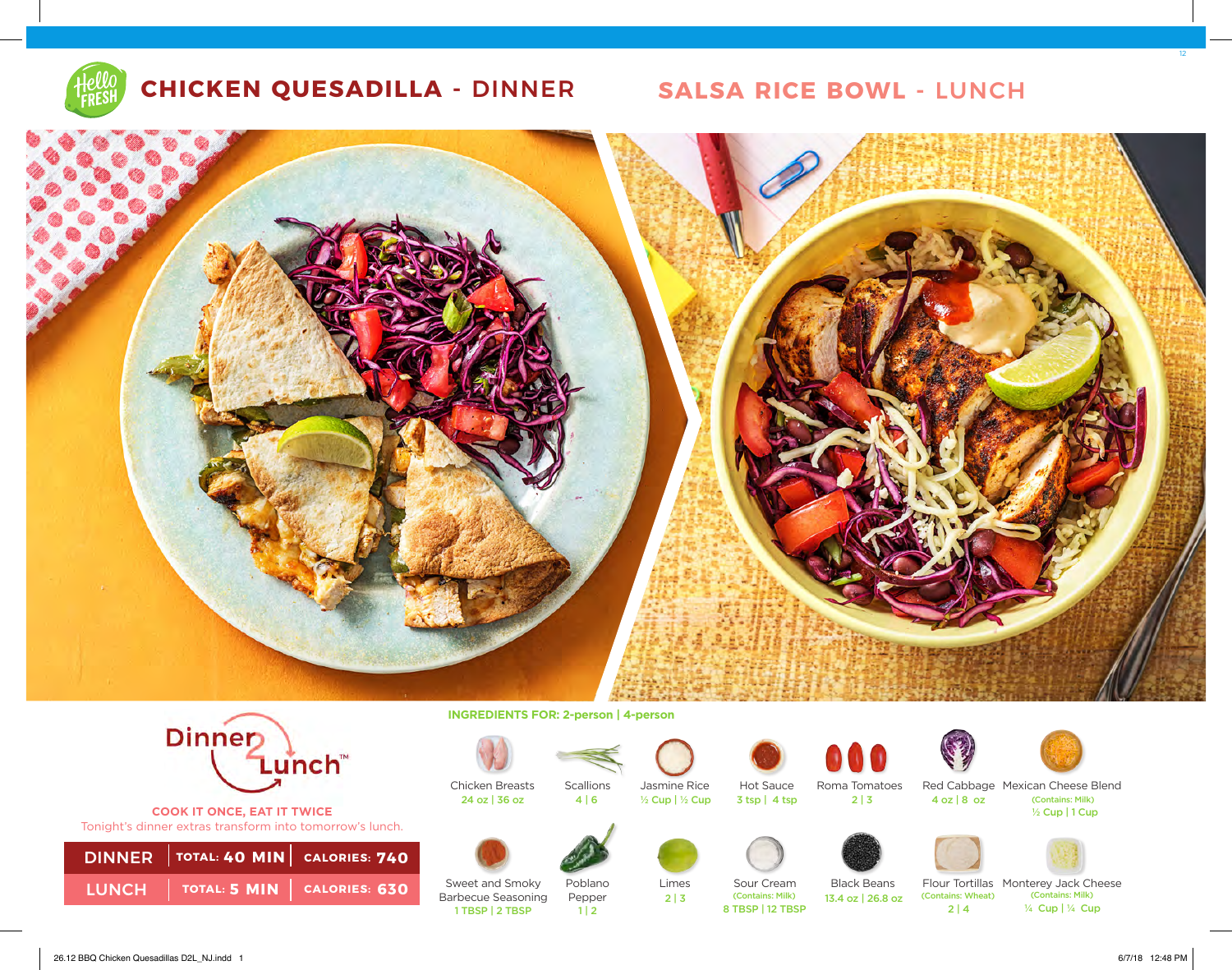# CHICKEN QUESADILLA - DINNER

# SALSA RICE BOWL - LUNCH

**Dinner 2 Lunch™**

**COOK IT ONCE, EAT IT TWICE**
Tonight's dinner extras transform into tomorrow's lunch.

| | | |
|---|---|---|
| DINNER | TOTAL: 40 MIN | CALORIES: 740 |
| LUNCH | TOTAL: 5 MIN | CALORIES: 630 |

**INGREDIENTS FOR: 2-person | 4-person**

- Chicken Breasts — 24 oz | 36 oz
- Scallions — 4 | 6
- Jasmine Rice — ½ Cup | ½ Cup
- Hot Sauce — 3 tsp | 4 tsp
- Roma Tomatoes — 2 | 3
- Red Cabbage — 4 oz | 8 oz
- Mexican Cheese Blend (Contains: Milk) — ½ Cup | 1 Cup
- Sweet and Smoky Barbecue Seasoning — 1 TBSP | 2 TBSP
- Poblano Pepper — 1 | 2
- Limes — 2 | 3
- Sour Cream (Contains: Milk) — 8 TBSP | 12 TBSP
- Black Beans — 13.4 oz | 26.8 oz
- Flour Tortillas (Contains: Wheat) — 2 | 4
- Monterey Jack Cheese (Contains: Milk) — ¼ Cup | ¼ Cup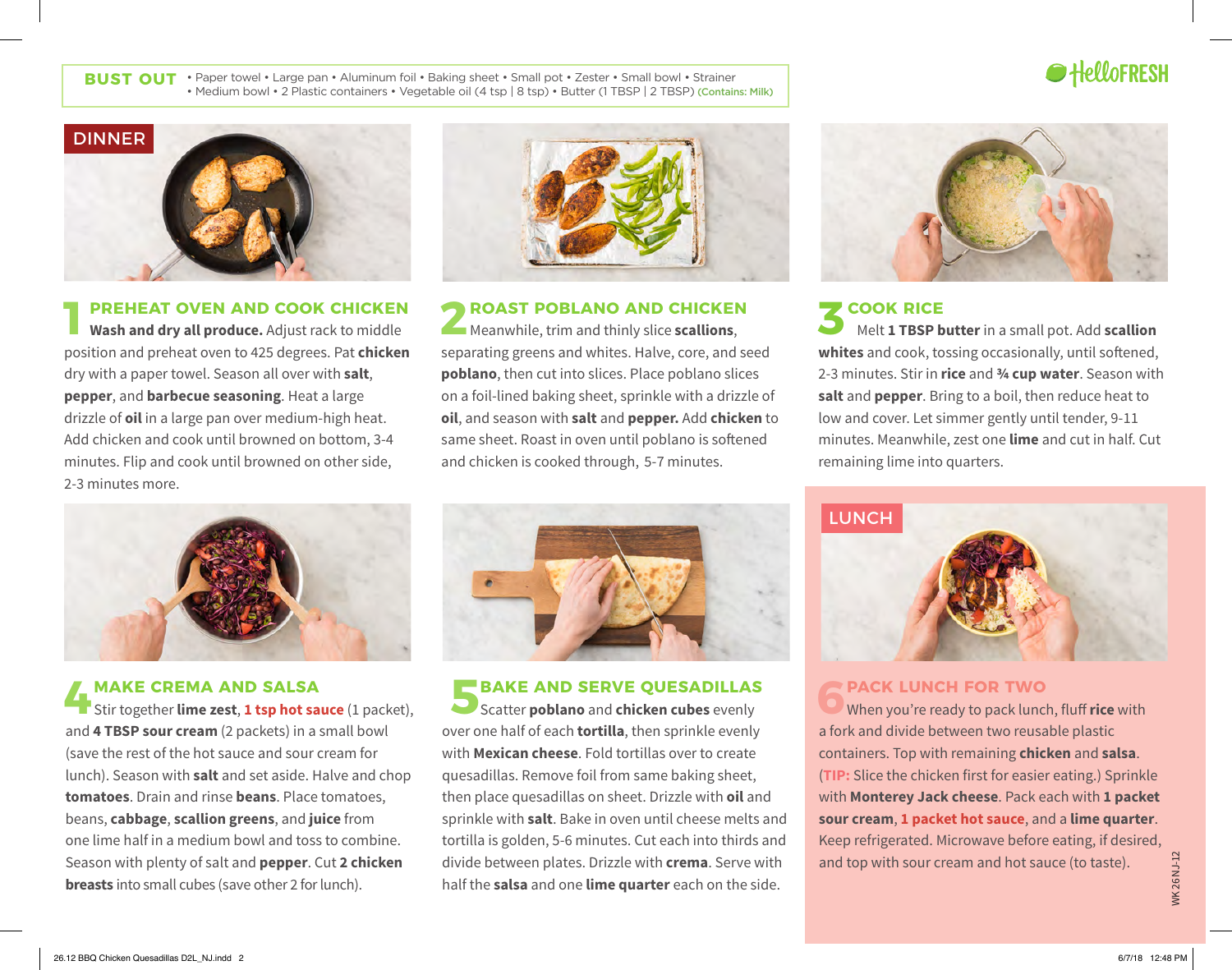**BUST OUT** • Paper towel • Large pan • Aluminum foil • Baking sheet • Small pot • Zester • Small bowl • Strainer • Medium bowl • 2 Plastic containers • Vegetable oil (4 tsp | 8 tsp) • Butter (1 TBSP | 2 TBSP) (Contains: Milk)

HelloFRESH

## DINNER

### 1 PREHEAT OVEN AND COOK CHICKEN

**Wash and dry all produce.** Adjust rack to middle position and preheat oven to 425 degrees. Pat **chicken** dry with a paper towel. Season all over with **salt**, **pepper**, and **barbecue seasoning**. Heat a large drizzle of **oil** in a large pan over medium-high heat. Add chicken and cook until browned on bottom, 3-4 minutes. Flip and cook until browned on other side, 2-3 minutes more.

### 2 ROAST POBLANO AND CHICKEN

Meanwhile, trim and thinly slice **scallions**, separating greens and whites. Halve, core, and seed **poblano**, then cut into slices. Place poblano slices on a foil-lined baking sheet, sprinkle with a drizzle of **oil**, and season with **salt** and **pepper.** Add **chicken** to same sheet. Roast in oven until poblano is softened and chicken is cooked through, 5-7 minutes.

### 3 COOK RICE

Melt **1 TBSP butter** in a small pot. Add **scallion whites** and cook, tossing occasionally, until softened, 2-3 minutes. Stir in **rice** and **¾ cup water**. Season with **salt** and **pepper**. Bring to a boil, then reduce heat to low and cover. Let simmer gently until tender, 9-11 minutes. Meanwhile, zest one **lime** and cut in half. Cut remaining lime into quarters.

### 4 MAKE CREMA AND SALSA

Stir together **lime zest**, **1 tsp hot sauce** (1 packet), and **4 TBSP sour cream** (2 packets) in a small bowl (save the rest of the hot sauce and sour cream for lunch). Season with **salt** and set aside. Halve and chop **tomatoes**. Drain and rinse **beans**. Place tomatoes, beans, **cabbage**, **scallion greens**, and **juice** from one lime half in a medium bowl and toss to combine. Season with plenty of salt and **pepper**. Cut **2 chicken breasts** into small cubes (save other 2 for lunch).

### 5 BAKE AND SERVE QUESADILLAS

Scatter **poblano** and **chicken cubes** evenly over one half of each **tortilla**, then sprinkle evenly with **Mexican cheese**. Fold tortillas over to create quesadillas. Remove foil from same baking sheet, then place quesadillas on sheet. Drizzle with **oil** and sprinkle with **salt**. Bake in oven until cheese melts and tortilla is golden, 5-6 minutes. Cut each into thirds and divide between plates. Drizzle with **crema**. Serve with half the **salsa** and one **lime quarter** each on the side.

## LUNCH

### 6 PACK LUNCH FOR TWO

When you're ready to pack lunch, fluff **rice** with a fork and divide between two reusable plastic containers. Top with remaining **chicken** and **salsa**. (**TIP:** Slice the chicken first for easier eating.) Sprinkle with **Monterey Jack cheese**. Pack each with **1 packet sour cream**, **1 packet hot sauce**, and a **lime quarter**. Keep refrigerated. Microwave before eating, if desired, and top with sour cream and hot sauce (to taste).

WK 26 NJ-12